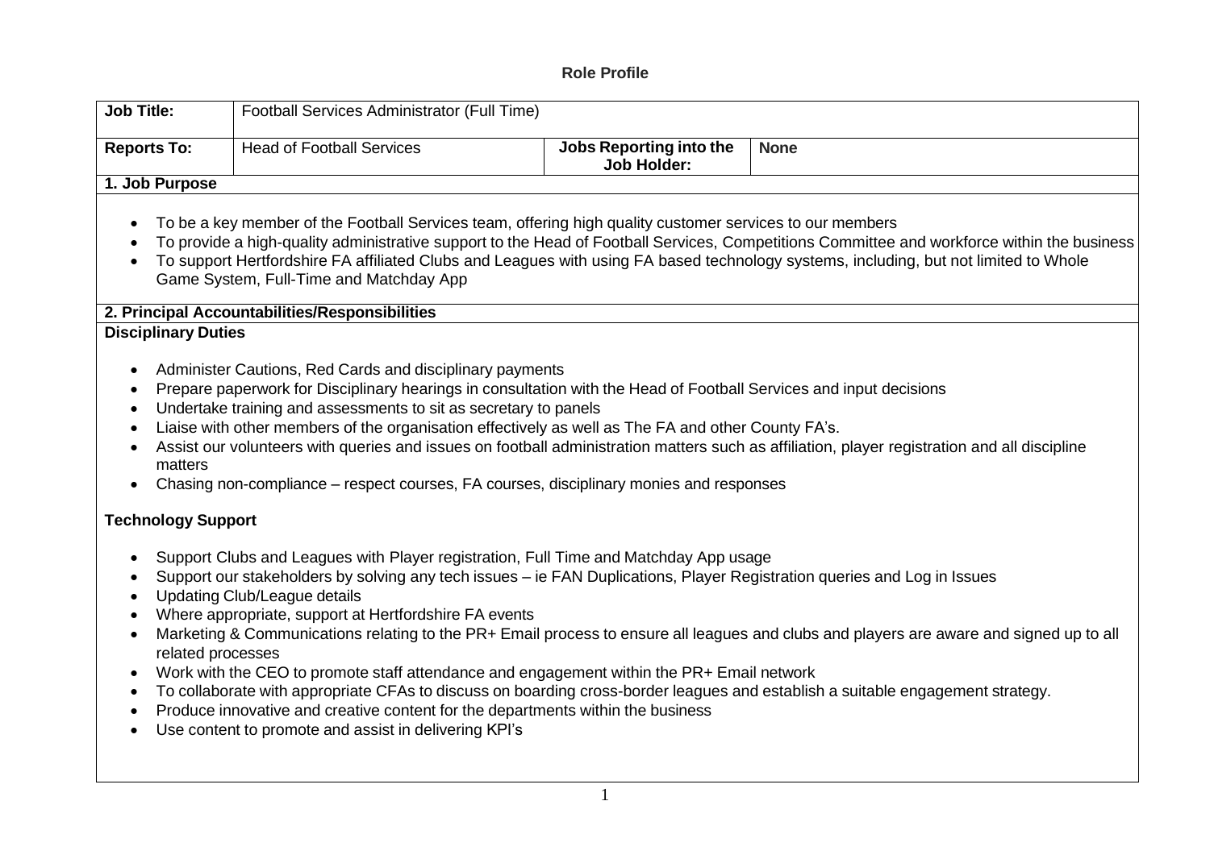# Role Profile

| Job Title: | Football Services Administrator (Full Time) | | |
|---|---|---|---|
| **Reports To:** | Head of Football Services | **Jobs Reporting into the Job Holder:** | **None** |

## 1. Job Purpose

- To be a key member of the Football Services team, offering high quality customer services to our members
- To provide a high-quality administrative support to the Head of Football Services, Competitions Committee and workforce within the business
- To support Hertfordshire FA affiliated Clubs and Leagues with using FA based technology systems, including, but not limited to Whole Game System, Full-Time and Matchday App

## 2. Principal Accountabilities/Responsibilities

### Disciplinary Duties

- Administer Cautions, Red Cards and disciplinary payments
- Prepare paperwork for Disciplinary hearings in consultation with the Head of Football Services and input decisions
- Undertake training and assessments to sit as secretary to panels
- Liaise with other members of the organisation effectively as well as The FA and other County FA's.
- Assist our volunteers with queries and issues on football administration matters such as affiliation, player registration and all discipline matters
- Chasing non-compliance – respect courses, FA courses, disciplinary monies and responses

### Technology Support

- Support Clubs and Leagues with Player registration, Full Time and Matchday App usage
- Support our stakeholders by solving any tech issues – ie FAN Duplications, Player Registration queries and Log in Issues
- Updating Club/League details
- Where appropriate, support at Hertfordshire FA events
- Marketing & Communications relating to the PR+ Email process to ensure all leagues and clubs and players are aware and signed up to all related processes
- Work with the CEO to promote staff attendance and engagement within the PR+ Email network
- To collaborate with appropriate CFAs to discuss on boarding cross-border leagues and establish a suitable engagement strategy.
- Produce innovative and creative content for the departments within the business
- Use content to promote and assist in delivering KPI's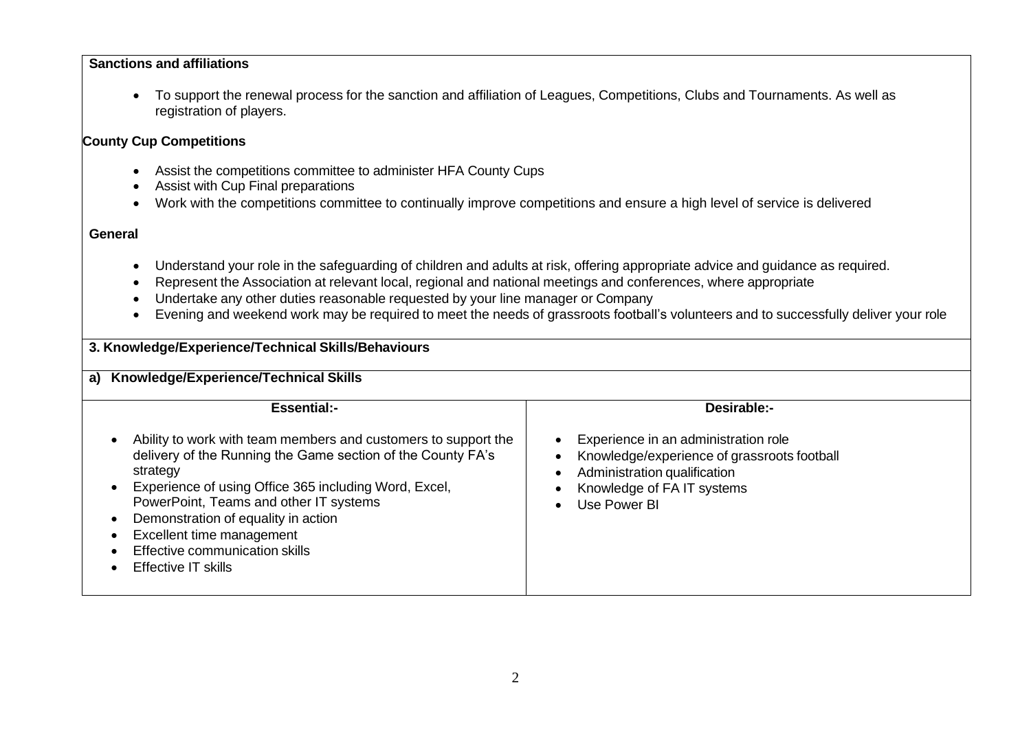**Sanctions and affiliations**

- To support the renewal process for the sanction and affiliation of Leagues, Competitions, Clubs and Tournaments. As well as registration of players.

**County Cup Competitions**

- Assist the competitions committee to administer HFA County Cups
- Assist with Cup Final preparations
- Work with the competitions committee to continually improve competitions and ensure a high level of service is delivered

**General**

- Understand your role in the safeguarding of children and adults at risk, offering appropriate advice and guidance as required.
- Represent the Association at relevant local, regional and national meetings and conferences, where appropriate
- Undertake any other duties reasonable requested by your line manager or Company
- Evening and weekend work may be required to meet the needs of grassroots football's volunteers and to successfully deliver your role

## 3. Knowledge/Experience/Technical Skills/Behaviours

### a) Knowledge/Experience/Technical Skills

| Essential:- | Desirable:- |
|---|---|
| • Ability to work with team members and customers to support the delivery of the Running the Game section of the County FA's strategy<br>• Experience of using Office 365 including Word, Excel, PowerPoint, Teams and other IT systems<br>• Demonstration of equality in action<br>• Excellent time management<br>• Effective communication skills<br>• Effective IT skills | • Experience in an administration role<br>• Knowledge/experience of grassroots football<br>• Administration qualification<br>• Knowledge of FA IT systems<br>• Use Power BI |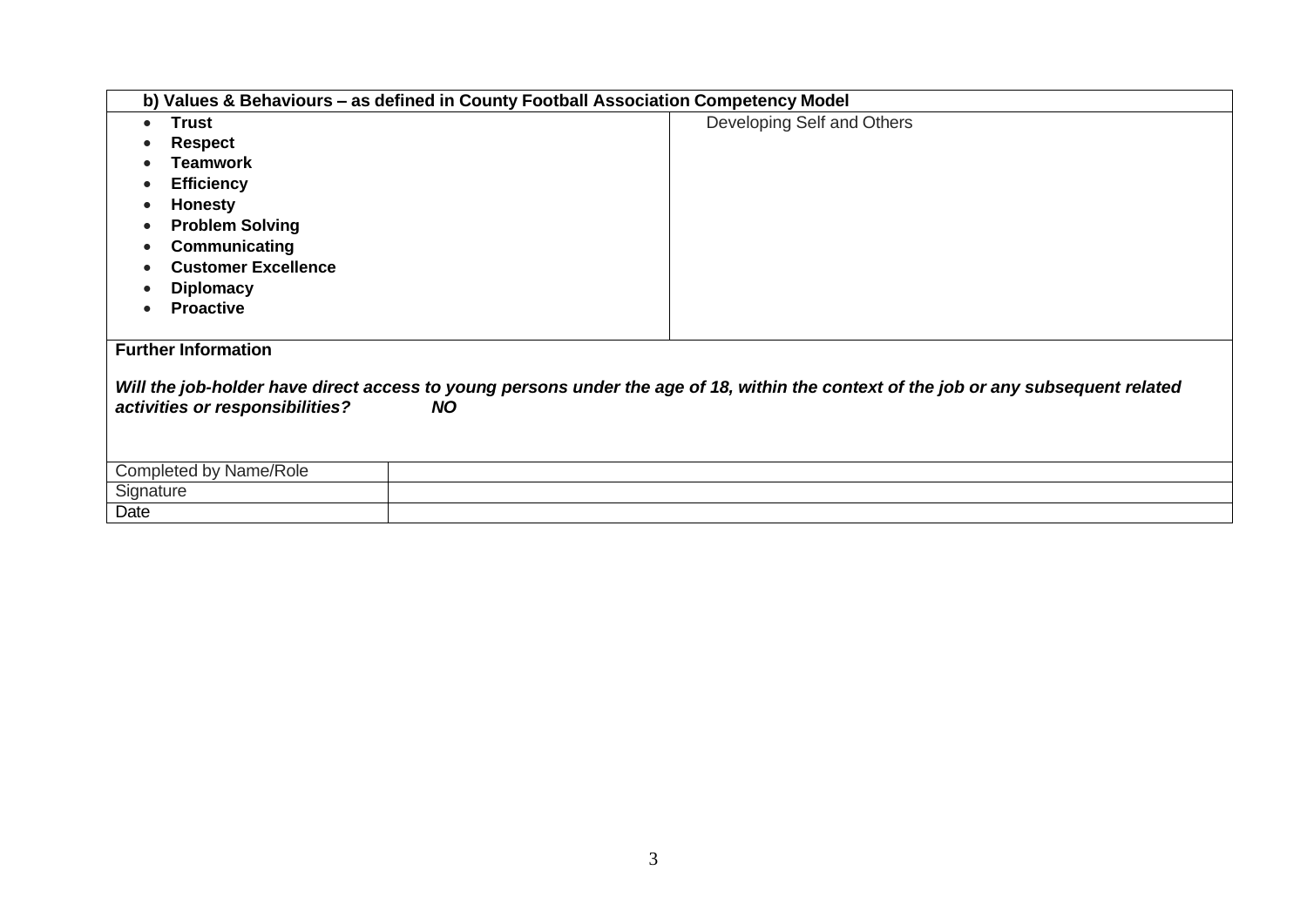| b) Values & Behaviours – as defined in County Football Association Competency Model | |
|---|---|
| • **Trust**<br>• **Respect**<br>• **Teamwork**<br>• **Efficiency**<br>• **Honesty**<br>• **Problem Solving**<br>• **Communicating**<br>• **Customer Excellence**<br>• **Diplomacy**<br>• **Proactive** | Developing Self and Others |

**Further Information**

***Will the job-holder have direct access to young persons under the age of 18, within the context of the job or any subsequent related activities or responsibilities? NO***

| | |
|---|---|
| Completed by Name/Role | |
| Signature | |
| Date | |